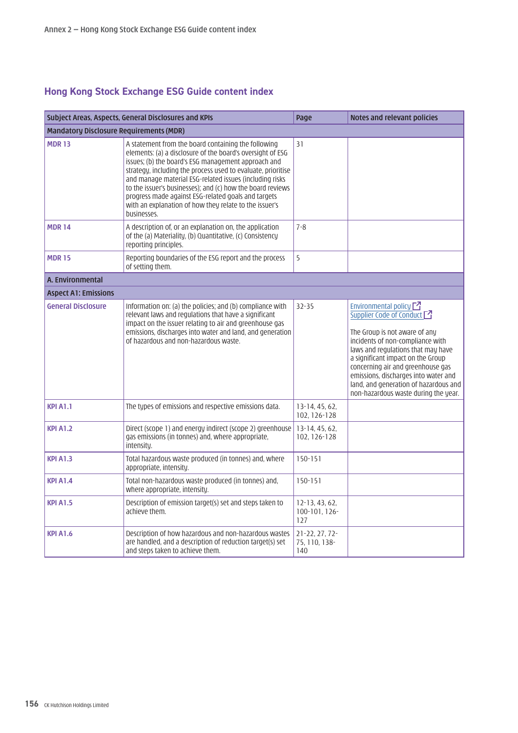## Hong Kong Stock Exchange ESG Guide content index

| Subject Areas, Aspects, General Disclosures and KPIs | | Page | Notes and relevant policies |
|---|---|---|---|
| **Mandatory Disclosure Requirements (MDR)** | | | |
| **MDR 13** | A statement from the board containing the following elements: (a) a disclosure of the board's oversight of ESG issues; (b) the board's ESG management approach and strategy, including the process used to evaluate, prioritise and manage material ESG-related issues (including risks to the issuer's businesses); and (c) how the board reviews progress made against ESG-related goals and targets with an explanation of how they relate to the issuer's businesses. | 31 | |
| **MDR 14** | A description of, or an explanation on, the application of the (a) Materiality, (b) Quantitative, (c) Consistency reporting principles. | 7-8 | |
| **MDR 15** | Reporting boundaries of the ESG report and the process of setting them. | 5 | |
| **A. Environmental** | | | |
| **Aspect A1: Emissions** | | | |
| **General Disclosure** | Information on: (a) the policies; and (b) compliance with relevant laws and regulations that have a significant impact on the issuer relating to air and greenhouse gas emissions, discharges into water and land, and generation of hazardous and non-hazardous waste. | 32-35 | Environmental policy<br>Supplier Code of Conduct<br><br>The Group is not aware of any incidents of non-compliance with laws and regulations that may have a significant impact on the Group concerning air and greenhouse gas emissions, discharges into water and land, and generation of hazardous and non-hazardous waste during the year. |
| **KPI A1.1** | The types of emissions and respective emissions data. | 13-14, 45, 62, 102, 126-128 | |
| **KPI A1.2** | Direct (scope 1) and energy indirect (scope 2) greenhouse gas emissions (in tonnes) and, where appropriate, intensity. | 13-14, 45, 62, 102, 126-128 | |
| **KPI A1.3** | Total hazardous waste produced (in tonnes) and, where appropriate, intensity. | 150-151 | |
| **KPI A1.4** | Total non-hazardous waste produced (in tonnes) and, where appropriate, intensity. | 150-151 | |
| **KPI A1.5** | Description of emission target(s) set and steps taken to achieve them. | 12-13, 43, 62, 100-101, 126-127 | |
| **KPI A1.6** | Description of how hazardous and non-hazardous wastes are handled, and a description of reduction target(s) set and steps taken to achieve them. | 21-22, 27, 72-75, 110, 138-140 | |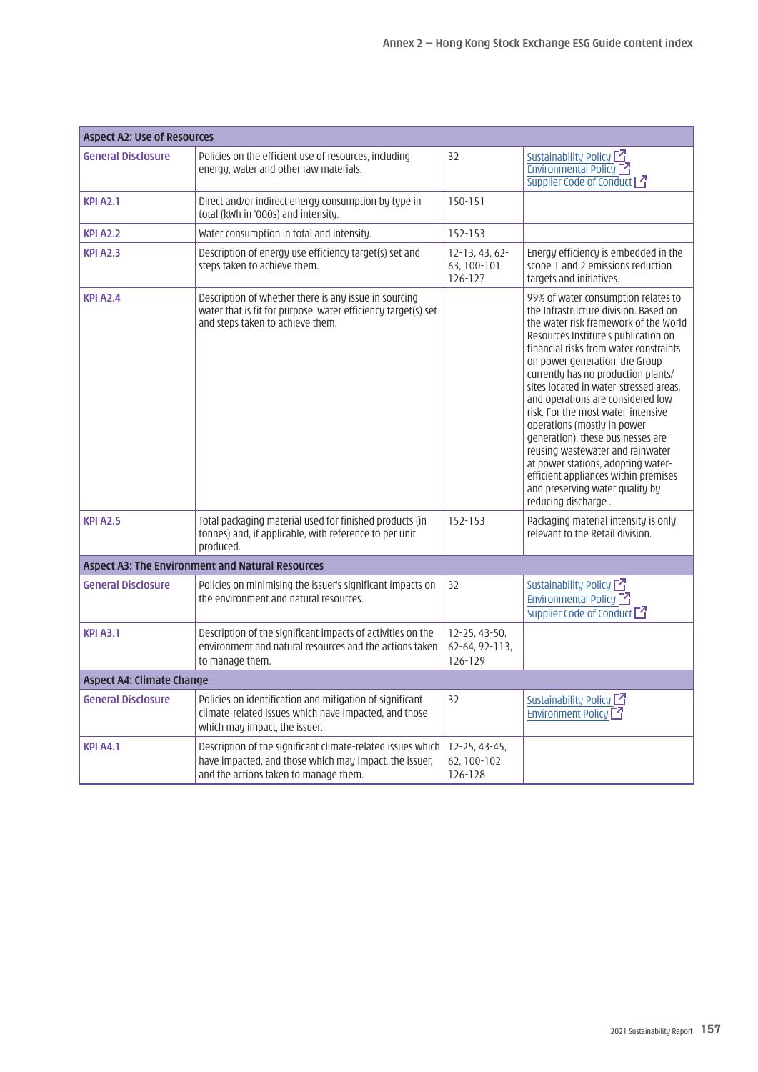| Aspect A2: Use of Resources | | | |
|---|---|---|---|
| General Disclosure | Policies on the efficient use of resources, including energy, water and other raw materials. | 32 | Sustainability Policy<br>Environmental Policy<br>Supplier Code of Conduct |
| KPI A2.1 | Direct and/or indirect energy consumption by type in total (kWh in '000s) and intensity. | 150-151 | |
| KPI A2.2 | Water consumption in total and intensity. | 152-153 | |
| KPI A2.3 | Description of energy use efficiency target(s) set and steps taken to achieve them. | 12-13, 43, 62-63, 100-101, 126-127 | Energy efficiency is embedded in the scope 1 and 2 emissions reduction targets and initiatives. |
| KPI A2.4 | Description of whether there is any issue in sourcing water that is fit for purpose, water efficiency target(s) set and steps taken to achieve them. | | 99% of water consumption relates to the Infrastructure division. Based on the water risk framework of the World Resources Institute's publication on financial risks from water constraints on power generation, the Group currently has no production plants/ sites located in water-stressed areas, and operations are considered low risk. For the most water-intensive operations (mostly in power generation), these businesses are reusing wastewater and rainwater at power stations, adopting water-efficient appliances within premises and preserving water quality by reducing discharge . |
| KPI A2.5 | Total packaging material used for finished products (in tonnes) and, if applicable, with reference to per unit produced. | 152-153 | Packaging material intensity is only relevant to the Retail division. |
| **Aspect A3: The Environment and Natural Resources** | | | |
| General Disclosure | Policies on minimising the issuer's significant impacts on the environment and natural resources. | 32 | Sustainability Policy<br>Environmental Policy<br>Supplier Code of Conduct |
| KPI A3.1 | Description of the significant impacts of activities on the environment and natural resources and the actions taken to manage them. | 12-25, 43-50, 62-64, 92-113, 126-129 | |
| **Aspect A4: Climate Change** | | | |
| General Disclosure | Policies on identification and mitigation of significant climate-related issues which have impacted, and those which may impact, the issuer. | 32 | Sustainability Policy<br>Environment Policy |
| KPI A4.1 | Description of the significant climate-related issues which have impacted, and those which may impact, the issuer, and the actions taken to manage them. | 12-25, 43-45, 62, 100-102, 126-128 | |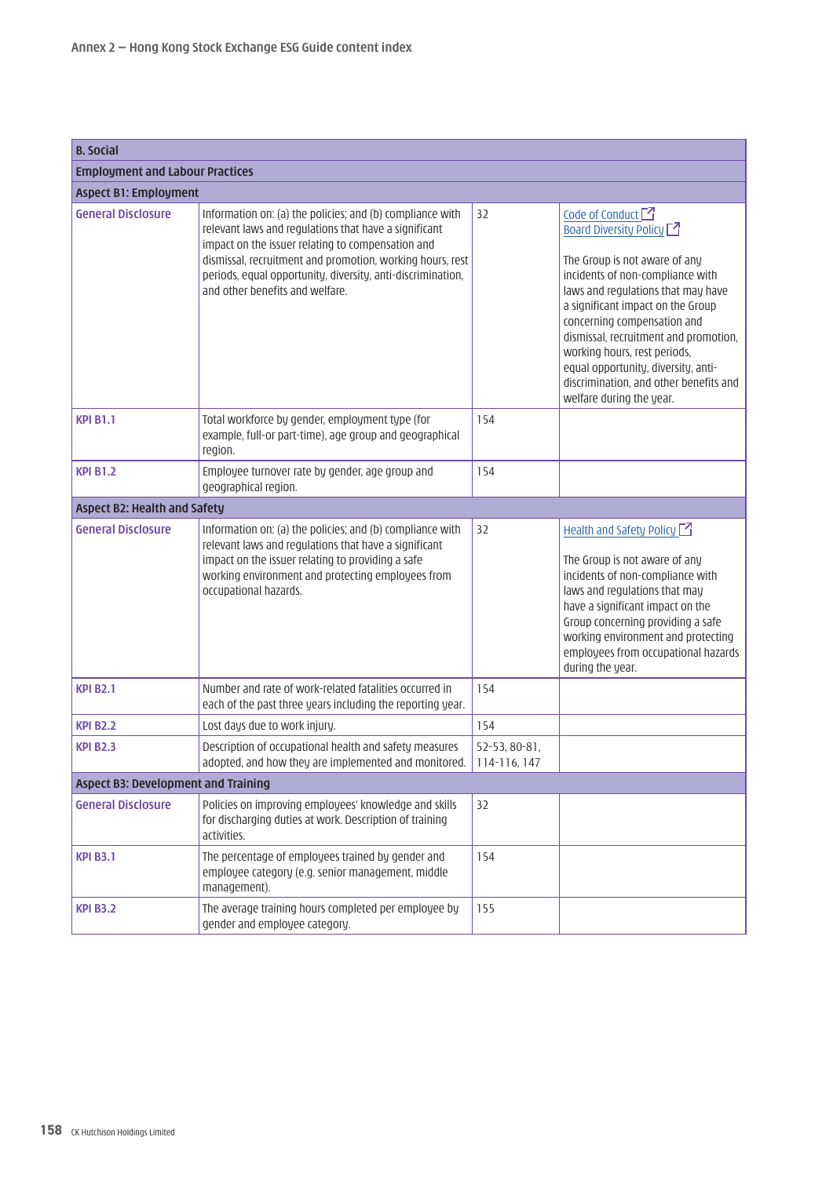## Annex 2 – Hong Kong Stock Exchange ESG Guide content index

| B. Social | | | |
|---|---|---|---|
| **Employment and Labour Practices** | | | |
| **Aspect B1: Employment** | | | |
| General Disclosure | Information on: (a) the policies; and (b) compliance with relevant laws and regulations that have a significant impact on the issuer relating to compensation and dismissal, recruitment and promotion, working hours, rest periods, equal opportunity, diversity, anti-discrimination, and other benefits and welfare. | 32 | Code of Conduct<br>Board Diversity Policy<br><br>The Group is not aware of any incidents of non-compliance with laws and regulations that may have a significant impact on the Group concerning compensation and dismissal, recruitment and promotion, working hours, rest periods, equal opportunity, diversity, anti-discrimination, and other benefits and welfare during the year. |
| KPI B1.1 | Total workforce by gender, employment type (for example, full-or part-time), age group and geographical region. | 154 | |
| KPI B1.2 | Employee turnover rate by gender, age group and geographical region. | 154 | |
| **Aspect B2: Health and Safety** | | | |
| General Disclosure | Information on: (a) the policies; and (b) compliance with relevant laws and regulations that have a significant impact on the issuer relating to providing a safe working environment and protecting employees from occupational hazards. | 32 | Health and Safety Policy<br><br>The Group is not aware of any incidents of non-compliance with laws and regulations that may have a significant impact on the Group concerning providing a safe working environment and protecting employees from occupational hazards during the year. |
| KPI B2.1 | Number and rate of work-related fatalities occurred in each of the past three years including the reporting year. | 154 | |
| KPI B2.2 | Lost days due to work injury. | 154 | |
| KPI B2.3 | Description of occupational health and safety measures adopted, and how they are implemented and monitored. | 52-53, 80-81, 114-116, 147 | |
| **Aspect B3: Development and Training** | | | |
| General Disclosure | Policies on improving employees' knowledge and skills for discharging duties at work. Description of training activities. | 32 | |
| KPI B3.1 | The percentage of employees trained by gender and employee category (e.g. senior management, middle management). | 154 | |
| KPI B3.2 | The average training hours completed per employee by gender and employee category. | 155 | |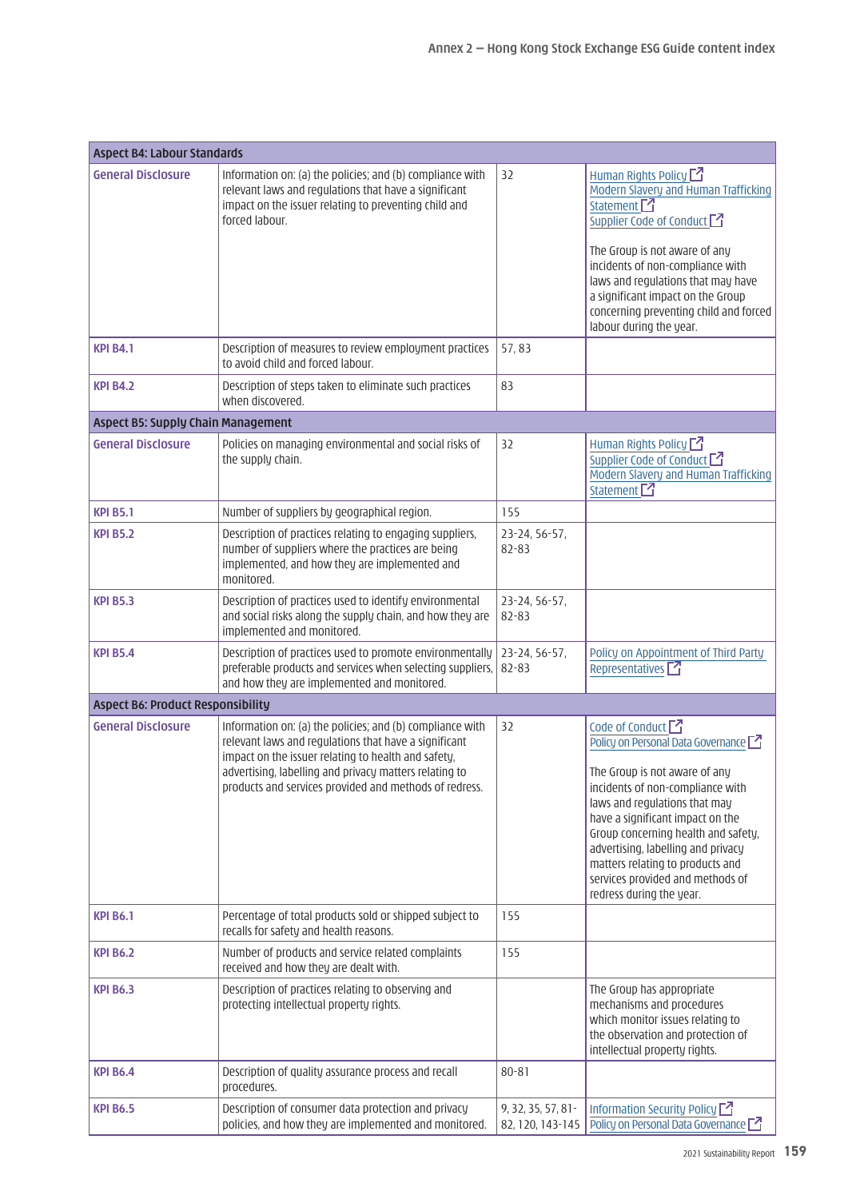| Aspect B4: Labour Standards | | | |
|---|---|---|---|
| General Disclosure | Information on: (a) the policies; and (b) compliance with relevant laws and regulations that have a significant impact on the issuer relating to preventing child and forced labour. | 32 | Human Rights Policy<br>Modern Slavery and Human Trafficking Statement<br>Supplier Code of Conduct<br><br>The Group is not aware of any incidents of non-compliance with laws and regulations that may have a significant impact on the Group concerning preventing child and forced labour during the year. |
| KPI B4.1 | Description of measures to review employment practices to avoid child and forced labour. | 57, 83 | |
| KPI B4.2 | Description of steps taken to eliminate such practices when discovered. | 83 | |
| **Aspect B5: Supply Chain Management** | | | |
| General Disclosure | Policies on managing environmental and social risks of the supply chain. | 32 | Human Rights Policy<br>Supplier Code of Conduct<br>Modern Slavery and Human Trafficking Statement |
| KPI B5.1 | Number of suppliers by geographical region. | 155 | |
| KPI B5.2 | Description of practices relating to engaging suppliers, number of suppliers where the practices are being implemented, and how they are implemented and monitored. | 23-24, 56-57, 82-83 | |
| KPI B5.3 | Description of practices used to identify environmental and social risks along the supply chain, and how they are implemented and monitored. | 23-24, 56-57, 82-83 | |
| KPI B5.4 | Description of practices used to promote environmentally preferable products and services when selecting suppliers, and how they are implemented and monitored. | 23-24, 56-57, 82-83 | Policy on Appointment of Third Party Representatives |
| **Aspect B6: Product Responsibility** | | | |
| General Disclosure | Information on: (a) the policies; and (b) compliance with relevant laws and regulations that have a significant impact on the issuer relating to health and safety, advertising, labelling and privacy matters relating to products and services provided and methods of redress. | 32 | Code of Conduct<br>Policy on Personal Data Governance<br><br>The Group is not aware of any incidents of non-compliance with laws and regulations that may have a significant impact on the Group concerning health and safety, advertising, labelling and privacy matters relating to products and services provided and methods of redress during the year. |
| KPI B6.1 | Percentage of total products sold or shipped subject to recalls for safety and health reasons. | 155 | |
| KPI B6.2 | Number of products and service related complaints received and how they are dealt with. | 155 | |
| KPI B6.3 | Description of practices relating to observing and protecting intellectual property rights. | | The Group has appropriate mechanisms and procedures which monitor issues relating to the observation and protection of intellectual property rights. |
| KPI B6.4 | Description of quality assurance process and recall procedures. | 80-81 | |
| KPI B6.5 | Description of consumer data protection and privacy policies, and how they are implemented and monitored. | 9, 32, 35, 57, 81-82, 120, 143-145 | Information Security Policy<br>Policy on Personal Data Governance |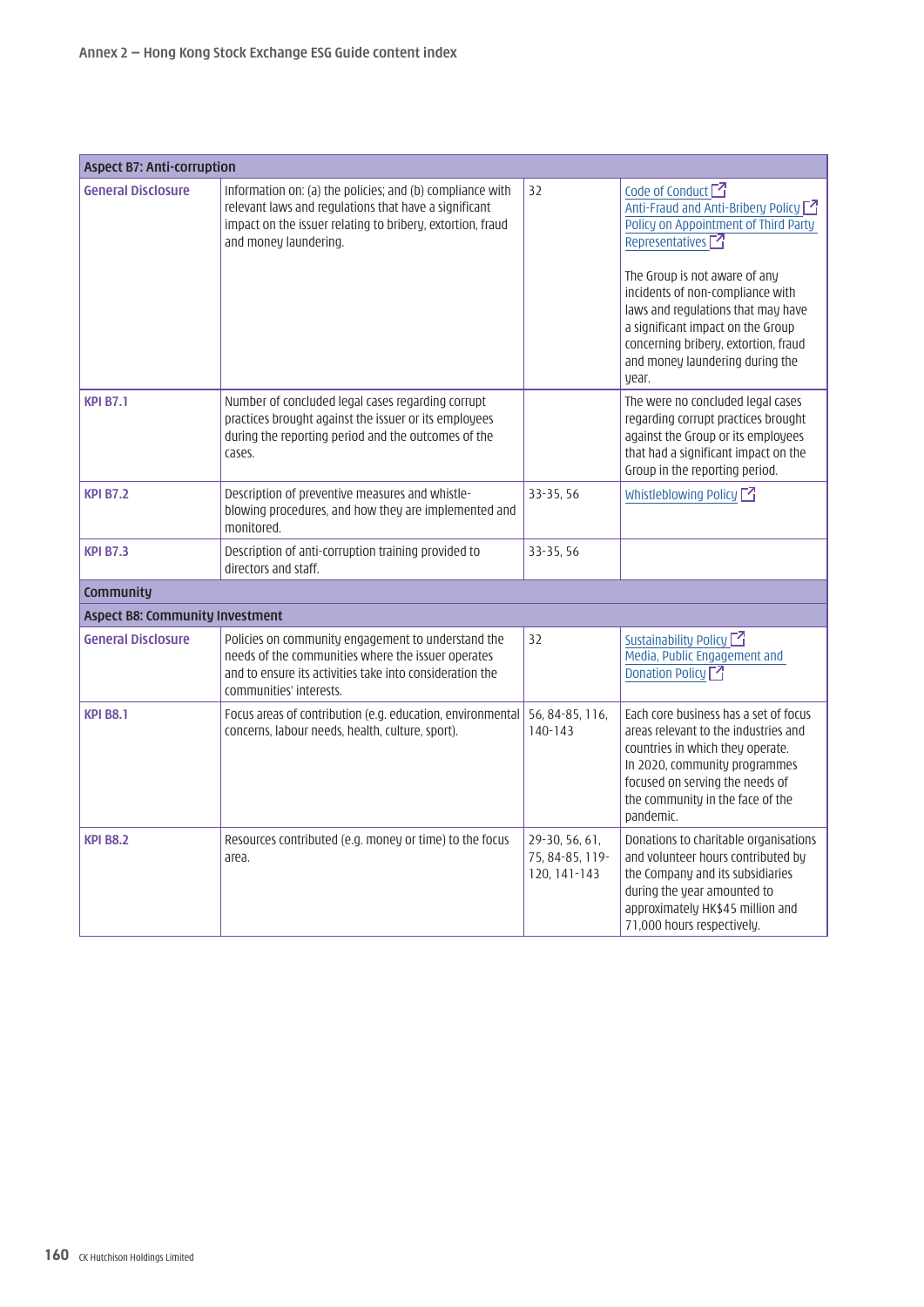## Annex 2 – Hong Kong Stock Exchange ESG Guide content index

| | | | |
|---|---|---|---|
| **Aspect B7: Anti-corruption** | | | |
| **General Disclosure** | Information on: (a) the policies; and (b) compliance with relevant laws and regulations that have a significant impact on the issuer relating to bribery, extortion, fraud and money laundering. | 32 | Code of Conduct<br>Anti-Fraud and Anti-Bribery Policy<br>Policy on Appointment of Third Party Representatives<br><br>The Group is not aware of any incidents of non-compliance with laws and regulations that may have a significant impact on the Group concerning bribery, extortion, fraud and money laundering during the year. |
| **KPI B7.1** | Number of concluded legal cases regarding corrupt practices brought against the issuer or its employees during the reporting period and the outcomes of the cases. | | The were no concluded legal cases regarding corrupt practices brought against the Group or its employees that had a significant impact on the Group in the reporting period. |
| **KPI B7.2** | Description of preventive measures and whistle-blowing procedures, and how they are implemented and monitored. | 33-35, 56 | Whistleblowing Policy |
| **KPI B7.3** | Description of anti-corruption training provided to directors and staff. | 33-35, 56 | |
| **Community** | | | |
| **Aspect B8: Community Investment** | | | |
| **General Disclosure** | Policies on community engagement to understand the needs of the communities where the issuer operates and to ensure its activities take into consideration the communities' interests. | 32 | Sustainability Policy<br>Media, Public Engagement and Donation Policy |
| **KPI B8.1** | Focus areas of contribution (e.g. education, environmental concerns, labour needs, health, culture, sport). | 56, 84-85, 116, 140-143 | Each core business has a set of focus areas relevant to the industries and countries in which they operate. In 2020, community programmes focused on serving the needs of the community in the face of the pandemic. |
| **KPI B8.2** | Resources contributed (e.g. money or time) to the focus area. | 29-30, 56, 61, 75, 84-85, 119-120, 141-143 | Donations to charitable organisations and volunteer hours contributed by the Company and its subsidiaries during the year amounted to approximately HK$45 million and 71,000 hours respectively. |